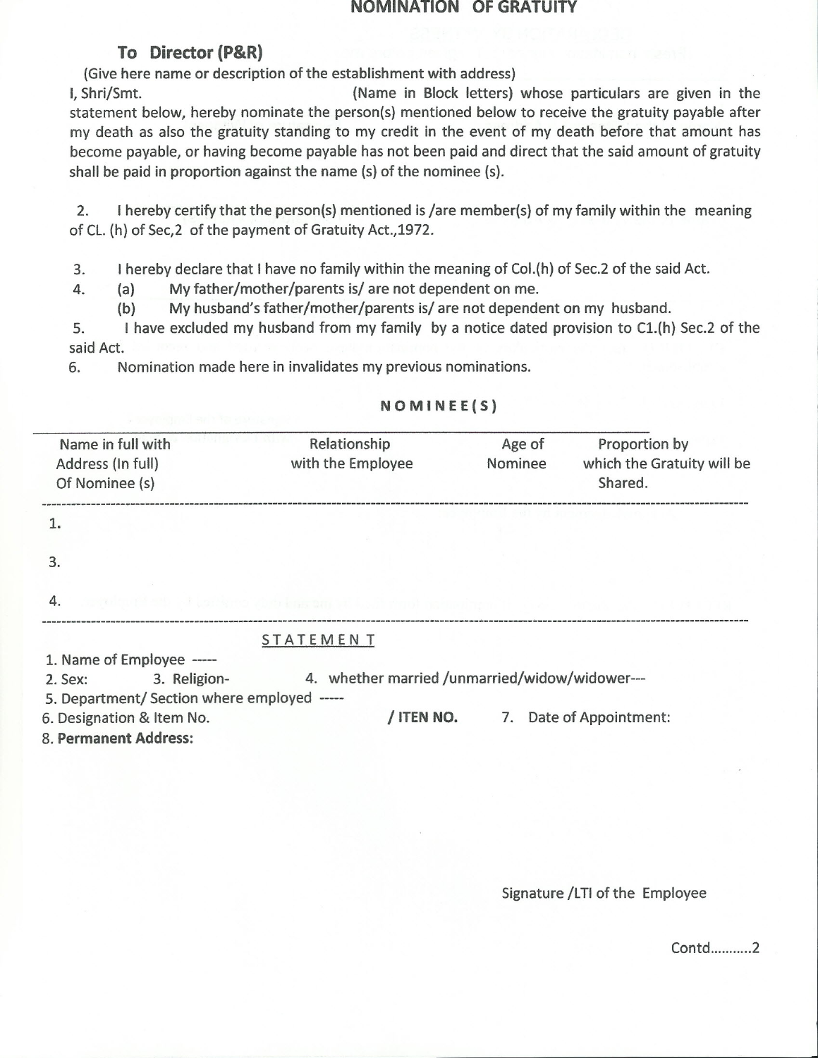# NOMINATION OF GRATUITY

## To Director (P&R)

(Give here name or description of the establishment with address)

I, Shri/Smt. (Name in Block letters) whose particulars are given in the statement below, hereby nominate the person(s) mentioned below to receive the gratuity payable after my death as also the gratuity standing to my credit in the event of my death before that amount has become payable, or having become payable has not been paid and direct that the said amount of gratuity shall be paid in proportion against the name (s) of the nominee (s).

2. I hereby certify that the person(s) mentioned is /are member(s) of my family within the meaning of CL. (h) of Sec,2 of the payment of Gratuity Act.,1972.

3. I hereby declare that I have no family within the meaning of Col.(h) of Sec.2 of the said Act.

4. (a) My father/mother/parents is/ are not dependent on me.
   (b) My husband's father/mother/parents is/ are not dependent on my husband.

5. I have excluded my husband from my family by a notice dated provision to C1.(h) Sec.2 of the said Act.

6. Nomination made here in invalidates my previous nominations.

### NOMINEE(S)

| Name in full with Address (In full) Of Nominee (s) | Relationship with the Employee | Age of Nominee | Proportion by which the Gratuity will be Shared. |
|---|---|---|---|
| 1. | | | |
| 3. | | | |
| 4. | | | |

### STATEMENT

1. Name of Employee -----
2. Sex: 3. Religion- 4. whether married /unmarried/widow/widower---
5. Department/ Section where employed -----
6. Designation & Item No. / ITEN NO. 7. Date of Appointment:
8. **Permanent Address:**

Signature /LTI of the Employee

Contd..........2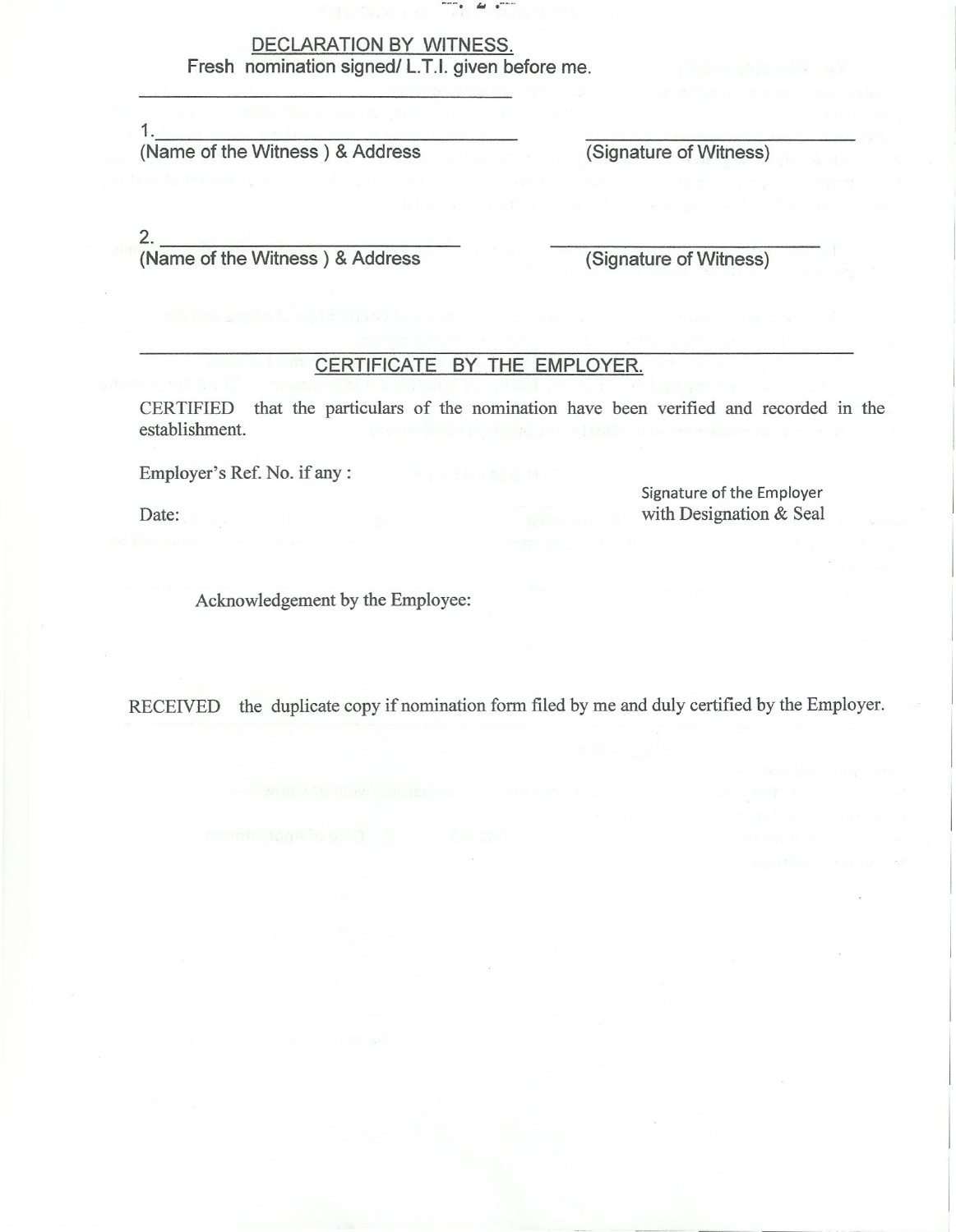## DECLARATION BY WITNESS.

Fresh nomination signed/ L.T.I. given before me.

1. ______________________________ ______________________________

(Name of the Witness ) & Address (Signature of Witness)

2. ______________________________ ______________________________

(Name of the Witness ) & Address (Signature of Witness)

## CERTIFICATE BY THE EMPLOYER.

CERTIFIED that the particulars of the nomination have been verified and recorded in the establishment.

Employer's Ref. No. if any :

Date:

Signature of the Employer
with Designation & Seal

Acknowledgement by the Employee:

RECEIVED the duplicate copy if nomination form filed by me and duly certified by the Employer.